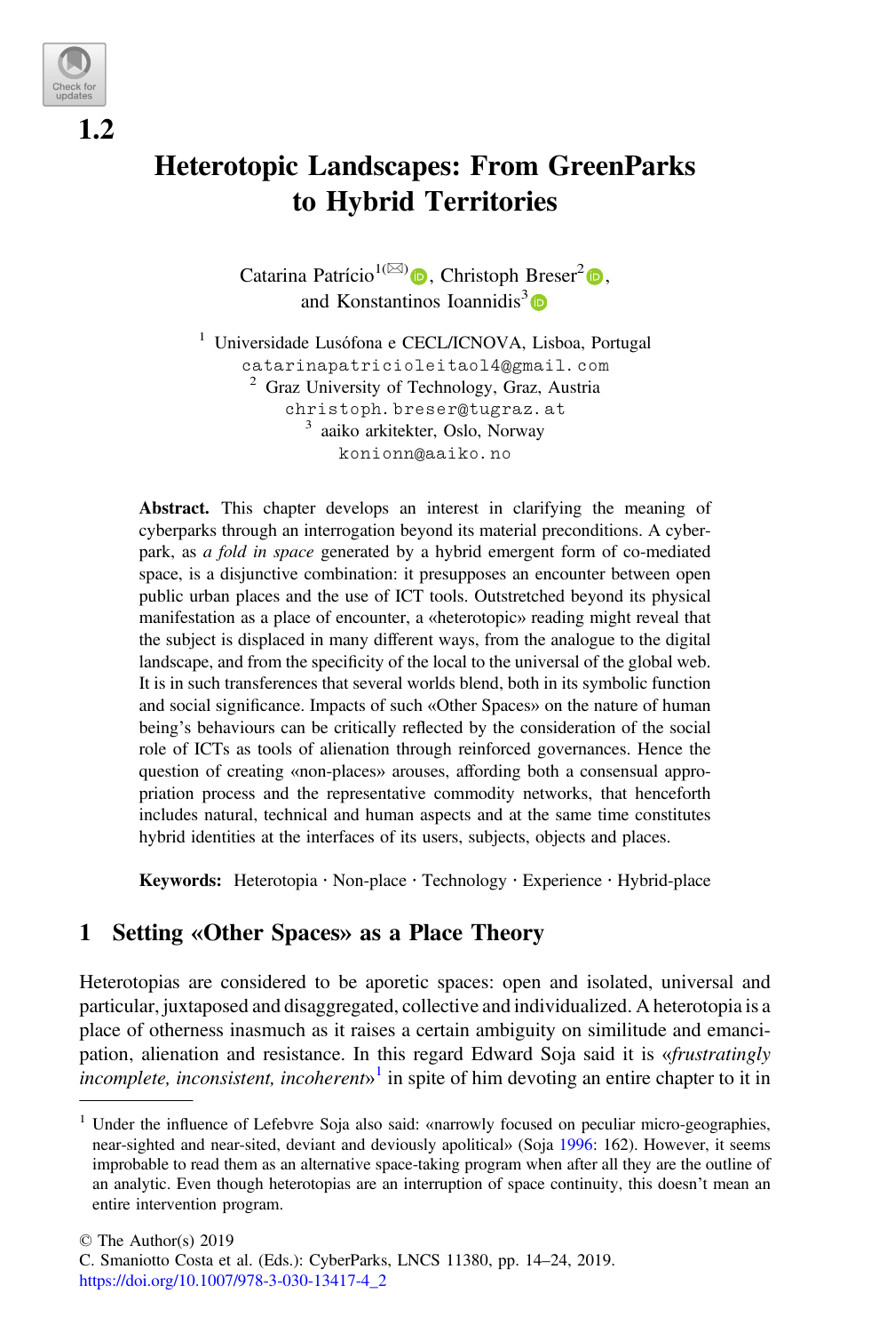# 1.2

# Heterotopic Landscapes: From GreenParks to Hybrid Territories

Catarina Patrício[1](✉), Christoph Breser[2], and Konstantinos Ioannidis[3]

[1] Universidade Lusófona e CECL/ICNOVA, Lisboa, Portugal
catarinapatricioleitao14@gmail.com

[2] Graz University of Technology, Graz, Austria
christoph.breser@tugraz.at

[3] aaiko arkitekter, Oslo, Norway
konionn@aaiko.no

**Abstract.** This chapter develops an interest in clarifying the meaning of cyberparks through an interrogation beyond its material preconditions. A cyberpark, as *a fold in space* generated by a hybrid emergent form of co-mediated space, is a disjunctive combination: it presupposes an encounter between open public urban places and the use of ICT tools. Outstretched beyond its physical manifestation as a place of encounter, a «heterotopic» reading might reveal that the subject is displaced in many different ways, from the analogue to the digital landscape, and from the specificity of the local to the universal of the global web. It is in such transferences that several worlds blend, both in its symbolic function and social significance. Impacts of such «Other Spaces» on the nature of human being's behaviours can be critically reflected by the consideration of the social role of ICTs as tools of alienation through reinforced governances. Hence the question of creating «non-places» arouses, affording both a consensual appropriation process and the representative commodity networks, that henceforth includes natural, technical and human aspects and at the same time constitutes hybrid identities at the interfaces of its users, subjects, objects and places.

**Keywords:** Heterotopia · Non-place · Technology · Experience · Hybrid-place

## 1 Setting «Other Spaces» as a Place Theory

Heterotopias are considered to be aporetic spaces: open and isolated, universal and particular, juxtaposed and disaggregated, collective and individualized. A heterotopia is a place of otherness inasmuch as it raises a certain ambiguity on similitude and emancipation, alienation and resistance. In this regard Edward Soja said it is «*frustratingly incomplete, inconsistent, incoherent*»[1] in spite of him devoting an entire chapter to it in

[1] Under the influence of Lefebvre Soja also said: «narrowly focused on peculiar micro-geographies, near-sighted and near-sited, deviant and deviously apolitical» (Soja 1996: 162). However, it seems improbable to read them as an alternative space-taking program when after all they are the outline of an analytic. Even though heterotopias are an interruption of space continuity, this doesn't mean an entire intervention program.

© The Author(s) 2019
C. Smaniotto Costa et al. (Eds.): CyberParks, LNCS 11380, pp. 14–24, 2019.
https://doi.org/10.1007/978-3-030-13417-4_2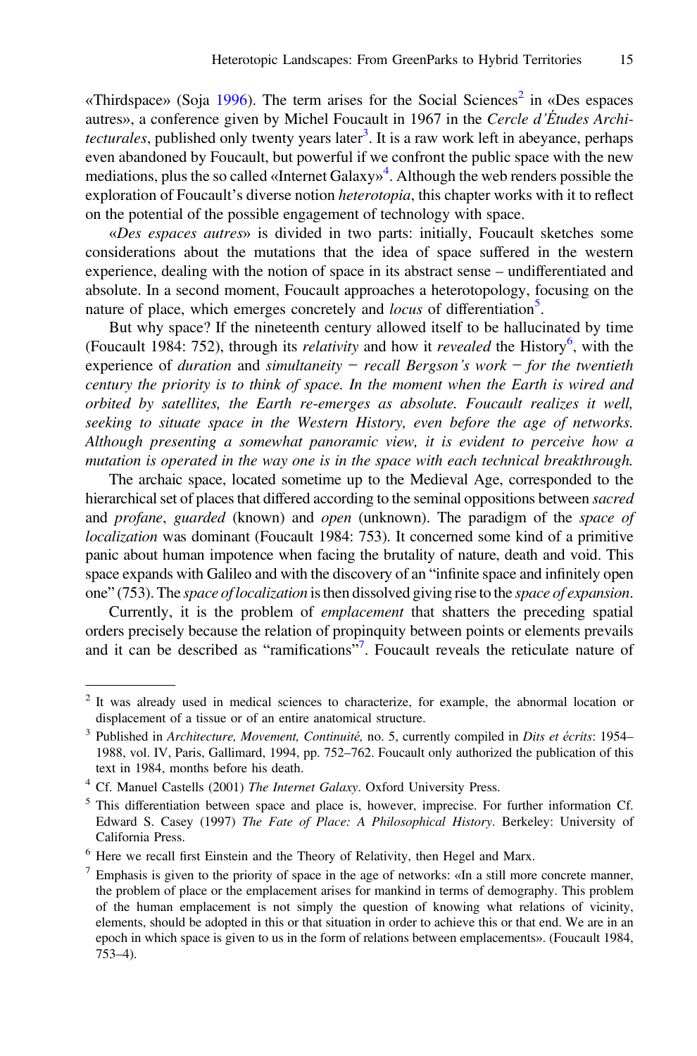«Thirdspace» (Soja 1996). The term arises for the Social Sciences[2] in «Des espaces autres», a conference given by Michel Foucault in 1967 in the *Cercle d'Études Architecturales*, published only twenty years later[3]. It is a raw work left in abeyance, perhaps even abandoned by Foucault, but powerful if we confront the public space with the new mediations, plus the so called «Internet Galaxy»[4]. Although the web renders possible the exploration of Foucault's diverse notion *heterotopia*, this chapter works with it to reflect on the potential of the possible engagement of technology with space.

«*Des espaces autres*» is divided in two parts: initially, Foucault sketches some considerations about the mutations that the idea of space suffered in the western experience, dealing with the notion of space in its abstract sense – undifferentiated and absolute. In a second moment, Foucault approaches a heterotopology, focusing on the nature of place, which emerges concretely and *locus* of differentiation[5].

But why space? If the nineteenth century allowed itself to be hallucinated by time (Foucault 1984: 752), through its *relativity* and how it *revealed* the History[6], with the experience of *duration* and *simultaneity* − *recall Bergson's work* − *for the twentieth century the priority is to think of space. In the moment when the Earth is wired and orbited by satellites, the Earth re-emerges as absolute. Foucault realizes it well, seeking to situate space in the Western History, even before the age of networks. Although presenting a somewhat panoramic view, it is evident to perceive how a mutation is operated in the way one is in the space with each technical breakthrough.*

The archaic space, located sometime up to the Medieval Age, corresponded to the hierarchical set of places that differed according to the seminal oppositions between *sacred* and *profane*, *guarded* (known) and *open* (unknown). The paradigm of the *space of localization* was dominant (Foucault 1984: 753). It concerned some kind of a primitive panic about human impotence when facing the brutality of nature, death and void. This space expands with Galileo and with the discovery of an "infinite space and infinitely open one" (753). The *space of localization* is then dissolved giving rise to the *space of expansion*.

Currently, it is the problem of *emplacement* that shatters the preceding spatial orders precisely because the relation of propinquity between points or elements prevails and it can be described as "ramifications"[7]. Foucault reveals the reticulate nature of

---

[2] It was already used in medical sciences to characterize, for example, the abnormal location or displacement of a tissue or of an entire anatomical structure.

[3] Published in *Architecture, Movement, Continuité,* no. 5, currently compiled in *Dits et écrits*: 1954–1988, vol. IV, Paris, Gallimard, 1994, pp. 752–762. Foucault only authorized the publication of this text in 1984, months before his death.

[4] Cf. Manuel Castells (2001) *The Internet Galaxy*. Oxford University Press.

[5] This differentiation between space and place is, however, imprecise. For further information Cf. Edward S. Casey (1997) *The Fate of Place: A Philosophical History*. Berkeley: University of California Press.

[6] Here we recall first Einstein and the Theory of Relativity, then Hegel and Marx.

[7] Emphasis is given to the priority of space in the age of networks: «In a still more concrete manner, the problem of place or the emplacement arises for mankind in terms of demography. This problem of the human emplacement is not simply the question of knowing what relations of vicinity, elements, should be adopted in this or that situation in order to achieve this or that end. We are in an epoch in which space is given to us in the form of relations between emplacements». (Foucault 1984, 753–4).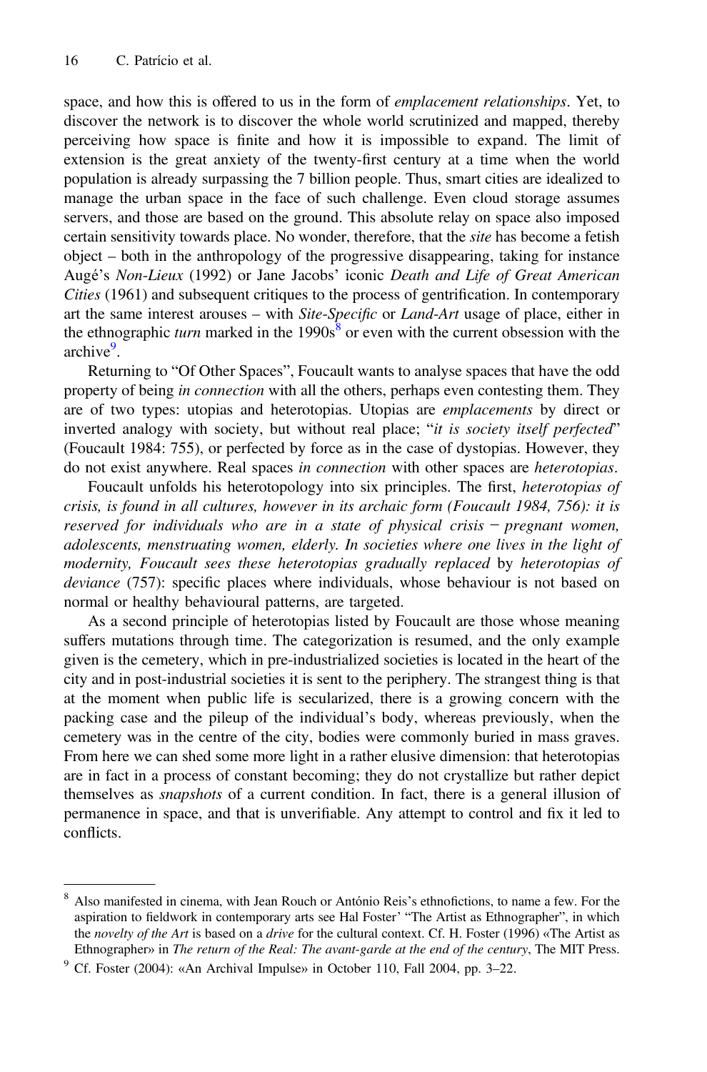space, and how this is offered to us in the form of *emplacement relationships*. Yet, to discover the network is to discover the whole world scrutinized and mapped, thereby perceiving how space is finite and how it is impossible to expand. The limit of extension is the great anxiety of the twenty-first century at a time when the world population is already surpassing the 7 billion people. Thus, smart cities are idealized to manage the urban space in the face of such challenge. Even cloud storage assumes servers, and those are based on the ground. This absolute relay on space also imposed certain sensitivity towards place. No wonder, therefore, that the *site* has become a fetish object – both in the anthropology of the progressive disappearing, taking for instance Augé's *Non-Lieux* (1992) or Jane Jacobs' iconic *Death and Life of Great American Cities* (1961) and subsequent critiques to the process of gentrification. In contemporary art the same interest arouses – with *Site-Specific* or *Land-Art* usage of place, either in the ethnographic *turn* marked in the 1990s[8] or even with the current obsession with the archive[9].

Returning to "Of Other Spaces", Foucault wants to analyse spaces that have the odd property of being *in connection* with all the others, perhaps even contesting them. They are of two types: utopias and heterotopias. Utopias are *emplacements* by direct or inverted analogy with society, but without real place; "*it is society itself perfected*" (Foucault 1984: 755), or perfected by force as in the case of dystopias. However, they do not exist anywhere. Real spaces *in connection* with other spaces are *heterotopias*.

Foucault unfolds his heterotopology into six principles. The first, *heterotopias of crisis, is found in all cultures, however in its archaic form (Foucault 1984, 756): it is reserved for individuals who are in a state of physical crisis − pregnant women, adolescents, menstruating women, elderly. In societies where one lives in the light of modernity, Foucault sees these heterotopias gradually replaced* by *heterotopias of deviance* (757): specific places where individuals, whose behaviour is not based on normal or healthy behavioural patterns, are targeted.

As a second principle of heterotopias listed by Foucault are those whose meaning suffers mutations through time. The categorization is resumed, and the only example given is the cemetery, which in pre-industrialized societies is located in the heart of the city and in post-industrial societies it is sent to the periphery. The strangest thing is that at the moment when public life is secularized, there is a growing concern with the packing case and the pileup of the individual's body, whereas previously, when the cemetery was in the centre of the city, bodies were commonly buried in mass graves. From here we can shed some more light in a rather elusive dimension: that heterotopias are in fact in a process of constant becoming; they do not crystallize but rather depict themselves as *snapshots* of a current condition. In fact, there is a general illusion of permanence in space, and that is unverifiable. Any attempt to control and fix it led to conflicts.

---

[8] Also manifested in cinema, with Jean Rouch or António Reis's ethnofictions, to name a few. For the aspiration to fieldwork in contemporary arts see Hal Foster' "The Artist as Ethnographer", in which the *novelty of the Art* is based on a *drive* for the cultural context. Cf. H. Foster (1996) «The Artist as Ethnographer» in *The return of the Real: The avant-garde at the end of the century*, The MIT Press.

[9] Cf. Foster (2004): «An Archival Impulse» in October 110, Fall 2004, pp. 3–22.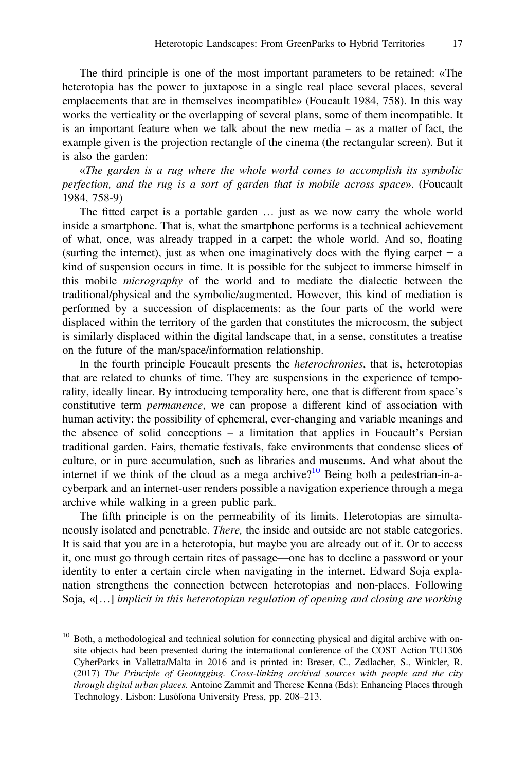The third principle is one of the most important parameters to be retained: «The heterotopia has the power to juxtapose in a single real place several places, several emplacements that are in themselves incompatible» (Foucault 1984, 758). In this way works the verticality or the overlapping of several plans, some of them incompatible. It is an important feature when we talk about the new media – as a matter of fact, the example given is the projection rectangle of the cinema (the rectangular screen). But it is also the garden:

«*The garden is a rug where the whole world comes to accomplish its symbolic perfection, and the rug is a sort of garden that is mobile across space*». (Foucault 1984, 758-9)

The fitted carpet is a portable garden … just as we now carry the whole world inside a smartphone. That is, what the smartphone performs is a technical achievement of what, once, was already trapped in a carpet: the whole world. And so, floating (surfing the internet), just as when one imaginatively does with the flying carpet − a kind of suspension occurs in time. It is possible for the subject to immerse himself in this mobile *micrography* of the world and to mediate the dialectic between the traditional/physical and the symbolic/augmented. However, this kind of mediation is performed by a succession of displacements: as the four parts of the world were displaced within the territory of the garden that constitutes the microcosm, the subject is similarly displaced within the digital landscape that, in a sense, constitutes a treatise on the future of the man/space/information relationship.

In the fourth principle Foucault presents the *heterochronies*, that is, heterotopias that are related to chunks of time. They are suspensions in the experience of temporality, ideally linear. By introducing temporality here, one that is different from space's constitutive term *permanence*, we can propose a different kind of association with human activity: the possibility of ephemeral, ever-changing and variable meanings and the absence of solid conceptions – a limitation that applies in Foucault's Persian traditional garden. Fairs, thematic festivals, fake environments that condense slices of culture, or in pure accumulation, such as libraries and museums. And what about the internet if we think of the cloud as a mega archive?[10] Being both a pedestrian-in-a-cyberpark and an internet-user renders possible a navigation experience through a mega archive while walking in a green public park.

The fifth principle is on the permeability of its limits. Heterotopias are simultaneously isolated and penetrable. *There,* the inside and outside are not stable categories. It is said that you are in a heterotopia, but maybe you are already out of it. Or to access it, one must go through certain rites of passage—one has to decline a password or your identity to enter a certain circle when navigating in the internet. Edward Soja explanation strengthens the connection between heterotopias and non-places. Following Soja, «[…] *implicit in this heterotopian regulation of opening and closing are working*

---

[10] Both, a methodological and technical solution for connecting physical and digital archive with on-site objects had been presented during the international conference of the COST Action TU1306 CyberParks in Valletta/Malta in 2016 and is printed in: Breser, C., Zedlacher, S., Winkler, R. (2017) *The Principle of Geotagging. Cross-linking archival sources with people and the city through digital urban places.* Antoine Zammit and Therese Kenna (Eds): Enhancing Places through Technology. Lisbon: Lusófona University Press, pp. 208–213.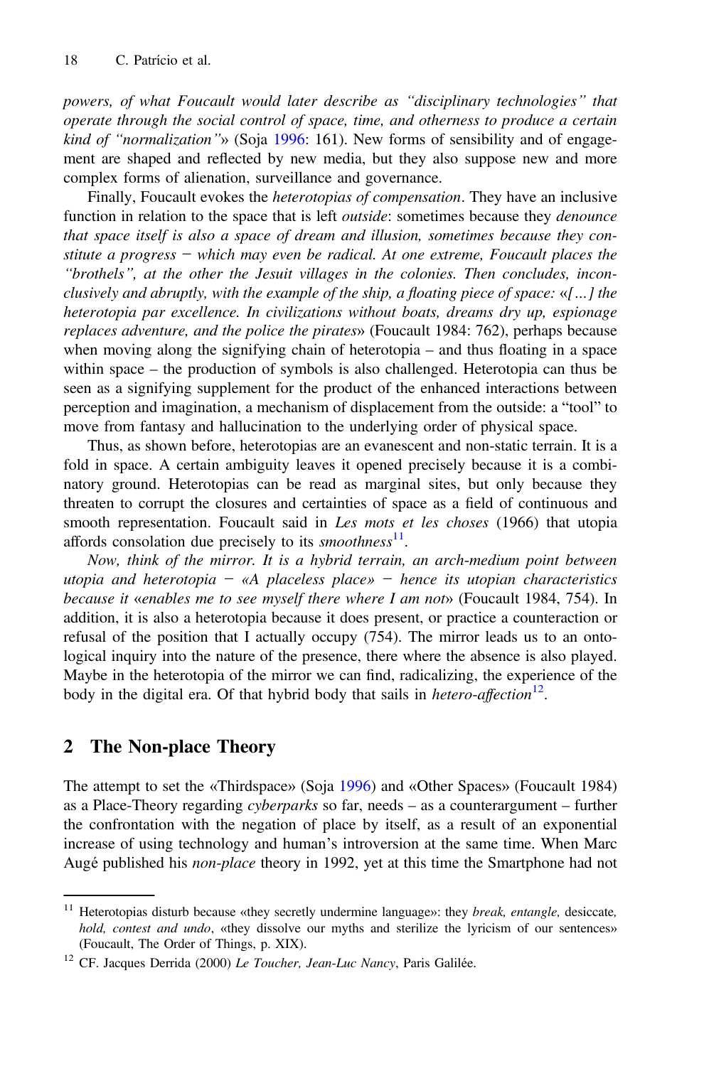*powers, of what Foucault would later describe as "disciplinary technologies" that operate through the social control of space, time, and otherness to produce a certain kind of "normalization"*» (Soja 1996: 161). New forms of sensibility and of engagement are shaped and reflected by new media, but they also suppose new and more complex forms of alienation, surveillance and governance.

Finally, Foucault evokes the *heterotopias of compensation*. They have an inclusive function in relation to the space that is left *outside*: sometimes because they *denounce that space itself is also a space of dream and illusion, sometimes because they constitute a progress − which may even be radical. At one extreme, Foucault places the "brothels", at the other the Jesuit villages in the colonies. Then concludes, inconclusively and abruptly, with the example of the ship, a floating piece of space:* «*[…] the heterotopia par excellence. In civilizations without boats, dreams dry up, espionage replaces adventure, and the police the pirates*» (Foucault 1984: 762), perhaps because when moving along the signifying chain of heterotopia – and thus floating in a space within space – the production of symbols is also challenged. Heterotopia can thus be seen as a signifying supplement for the product of the enhanced interactions between perception and imagination, a mechanism of displacement from the outside: a "tool" to move from fantasy and hallucination to the underlying order of physical space.

Thus, as shown before, heterotopias are an evanescent and non-static terrain. It is a fold in space. A certain ambiguity leaves it opened precisely because it is a combinatory ground. Heterotopias can be read as marginal sites, but only because they threaten to corrupt the closures and certainties of space as a field of continuous and smooth representation. Foucault said in *Les mots et les choses* (1966) that utopia affords consolation due precisely to its *smoothness*[11].

*Now, think of the mirror. It is a hybrid terrain, an arch-medium point between utopia and heterotopia − «A placeless place» − hence its utopian characteristics because it* «*enables me to see myself there where I am not*» (Foucault 1984, 754). In addition, it is also a heterotopia because it does present, or practice a counteraction or refusal of the position that I actually occupy (754). The mirror leads us to an ontological inquiry into the nature of the presence, there where the absence is also played. Maybe in the heterotopia of the mirror we can find, radicalizing, the experience of the body in the digital era. Of that hybrid body that sails in *hetero-affection*[12].

## 2 The Non-place Theory

The attempt to set the «Thirdspace» (Soja 1996) and «Other Spaces» (Foucault 1984) as a Place-Theory regarding *cyberparks* so far, needs – as a counterargument – further the confrontation with the negation of place by itself, as a result of an exponential increase of using technology and human's introversion at the same time. When Marc Augé published his *non-place* theory in 1992, yet at this time the Smartphone had not

---

[11] Heterotopias disturb because «they secretly undermine language»: they *break, entangle,* desiccate*, hold, contest and undo*, «they dissolve our myths and sterilize the lyricism of our sentences» (Foucault, The Order of Things, p. XIX).

[12] CF. Jacques Derrida (2000) *Le Toucher, Jean-Luc Nancy*, Paris Galilée.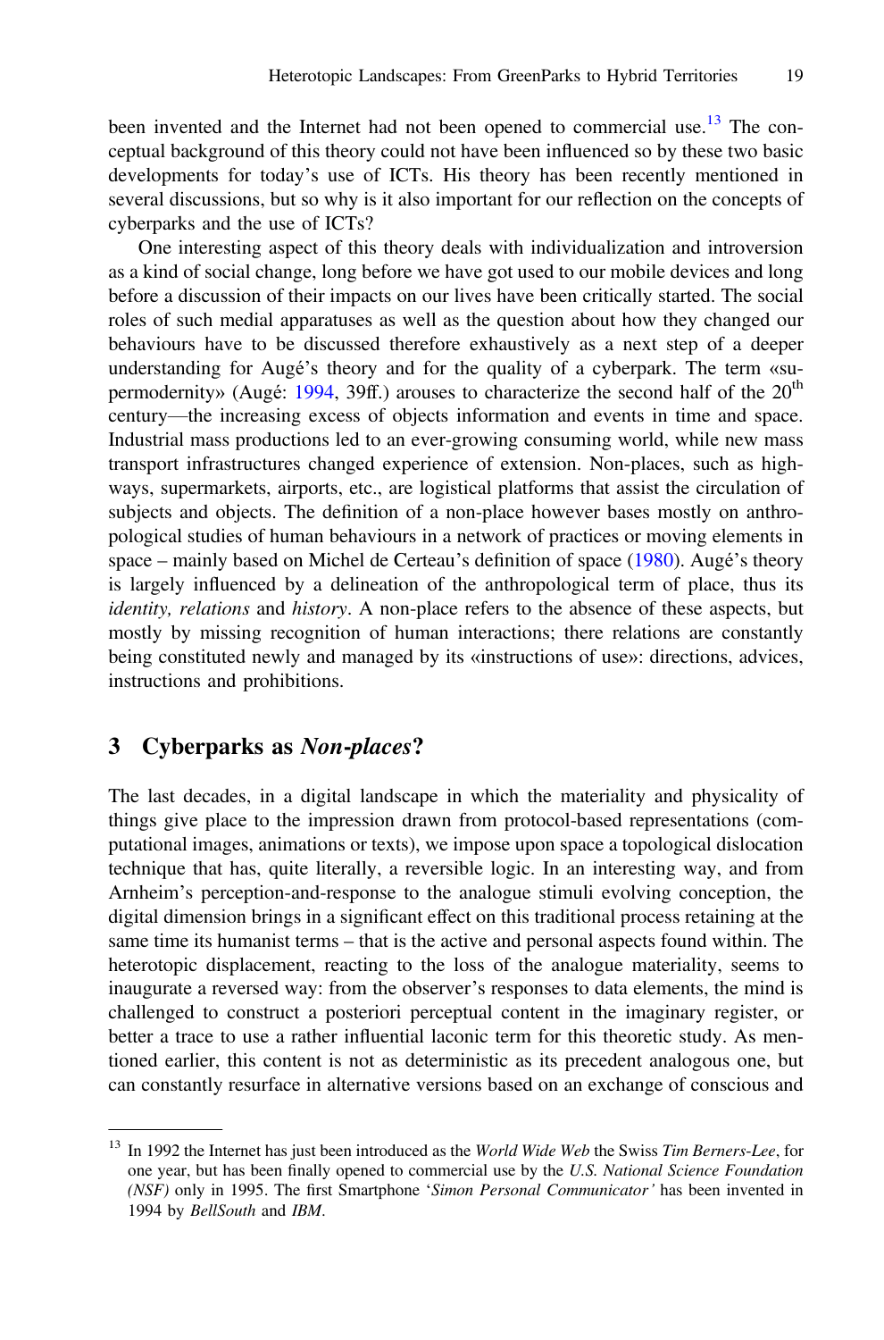been invented and the Internet had not been opened to commercial use.[13] The conceptual background of this theory could not have been influenced so by these two basic developments for today's use of ICTs. His theory has been recently mentioned in several discussions, but so why is it also important for our reflection on the concepts of cyberparks and the use of ICTs?

One interesting aspect of this theory deals with individualization and introversion as a kind of social change, long before we have got used to our mobile devices and long before a discussion of their impacts on our lives have been critically started. The social roles of such medial apparatuses as well as the question about how they changed our behaviours have to be discussed therefore exhaustively as a next step of a deeper understanding for Augé's theory and for the quality of a cyberpark. The term «supermodernity» (Augé: 1994, 39ff.) arouses to characterize the second half of the 20th century—the increasing excess of objects information and events in time and space. Industrial mass productions led to an ever-growing consuming world, while new mass transport infrastructures changed experience of extension. Non-places, such as highways, supermarkets, airports, etc., are logistical platforms that assist the circulation of subjects and objects. The definition of a non-place however bases mostly on anthropological studies of human behaviours in a network of practices or moving elements in space – mainly based on Michel de Certeau's definition of space (1980). Augé's theory is largely influenced by a delineation of the anthropological term of place, thus its *identity, relations* and *history*. A non-place refers to the absence of these aspects, but mostly by missing recognition of human interactions; there relations are constantly being constituted newly and managed by its «instructions of use»: directions, advices, instructions and prohibitions.

## 3 Cyberparks as *Non-places*?

The last decades, in a digital landscape in which the materiality and physicality of things give place to the impression drawn from protocol-based representations (computational images, animations or texts), we impose upon space a topological dislocation technique that has, quite literally, a reversible logic. In an interesting way, and from Arnheim's perception-and-response to the analogue stimuli evolving conception, the digital dimension brings in a significant effect on this traditional process retaining at the same time its humanist terms – that is the active and personal aspects found within. The heterotopic displacement, reacting to the loss of the analogue materiality, seems to inaugurate a reversed way: from the observer's responses to data elements, the mind is challenged to construct a posteriori perceptual content in the imaginary register, or better a trace to use a rather influential laconic term for this theoretic study. As mentioned earlier, this content is not as deterministic as its precedent analogous one, but can constantly resurface in alternative versions based on an exchange of conscious and

[13] In 1992 the Internet has just been introduced as the *World Wide Web* the Swiss *Tim Berners-Lee*, for one year, but has been finally opened to commercial use by the *U.S. National Science Foundation (NSF)* only in 1995. The first Smartphone '*Simon Personal Communicator'* has been invented in 1994 by *BellSouth* and *IBM*.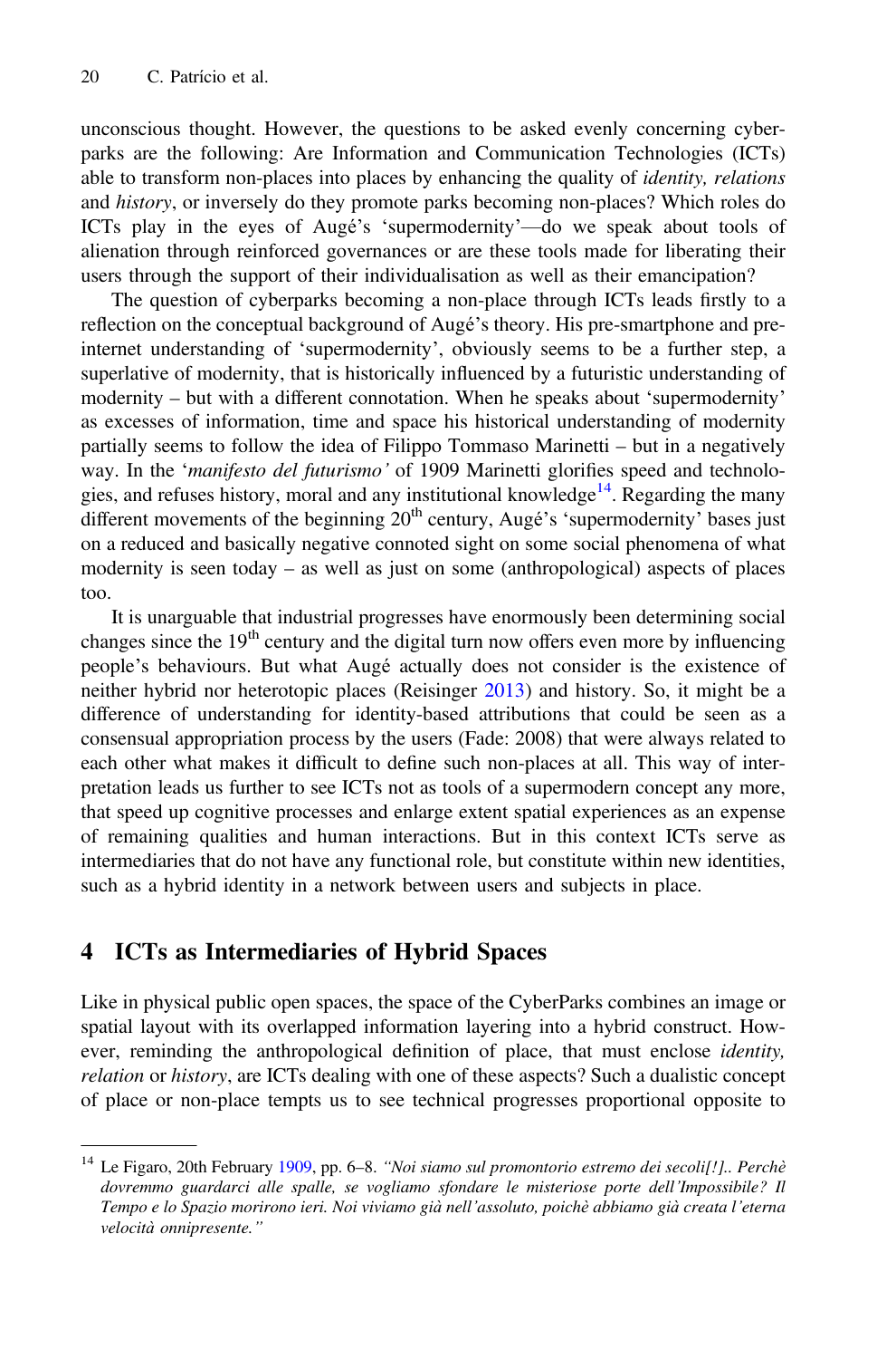unconscious thought. However, the questions to be asked evenly concerning cyberparks are the following: Are Information and Communication Technologies (ICTs) able to transform non-places into places by enhancing the quality of *identity, relations* and *history*, or inversely do they promote parks becoming non-places? Which roles do ICTs play in the eyes of Augé's 'supermodernity'—do we speak about tools of alienation through reinforced governances or are these tools made for liberating their users through the support of their individualisation as well as their emancipation?

The question of cyberparks becoming a non-place through ICTs leads firstly to a reflection on the conceptual background of Augé's theory. His pre-smartphone and pre-internet understanding of 'supermodernity', obviously seems to be a further step, a superlative of modernity, that is historically influenced by a futuristic understanding of modernity – but with a different connotation. When he speaks about 'supermodernity' as excesses of information, time and space his historical understanding of modernity partially seems to follow the idea of Filippo Tommaso Marinetti – but in a negatively way. In the '*manifesto del futurismo'* of 1909 Marinetti glorifies speed and technologies, and refuses history, moral and any institutional knowledge[14]. Regarding the many different movements of the beginning 20th century, Augé's 'supermodernity' bases just on a reduced and basically negative connoted sight on some social phenomena of what modernity is seen today – as well as just on some (anthropological) aspects of places too.

It is unarguable that industrial progresses have enormously been determining social changes since the 19th century and the digital turn now offers even more by influencing people's behaviours. But what Augé actually does not consider is the existence of neither hybrid nor heterotopic places (Reisinger 2013) and history. So, it might be a difference of understanding for identity-based attributions that could be seen as a consensual appropriation process by the users (Fade: 2008) that were always related to each other what makes it difficult to define such non-places at all. This way of interpretation leads us further to see ICTs not as tools of a supermodern concept any more, that speed up cognitive processes and enlarge extent spatial experiences as an expense of remaining qualities and human interactions. But in this context ICTs serve as intermediaries that do not have any functional role, but constitute within new identities, such as a hybrid identity in a network between users and subjects in place.

## 4 ICTs as Intermediaries of Hybrid Spaces

Like in physical public open spaces, the space of the CyberParks combines an image or spatial layout with its overlapped information layering into a hybrid construct. However, reminding the anthropological definition of place, that must enclose *identity, relation* or *history*, are ICTs dealing with one of these aspects? Such a dualistic concept of place or non-place tempts us to see technical progresses proportional opposite to

---

[14] Le Figaro, 20th February 1909, pp. 6–8. *"Noi siamo sul promontorio estremo dei secoli[!].. Perchè dovremmo guardarci alle spalle, se vogliamo sfondare le misteriose porte dell'Impossibile? Il Tempo e lo Spazio morirono ieri. Noi viviamo già nell'assoluto, poichè abbiamo già creata l'eterna velocità onnipresente."*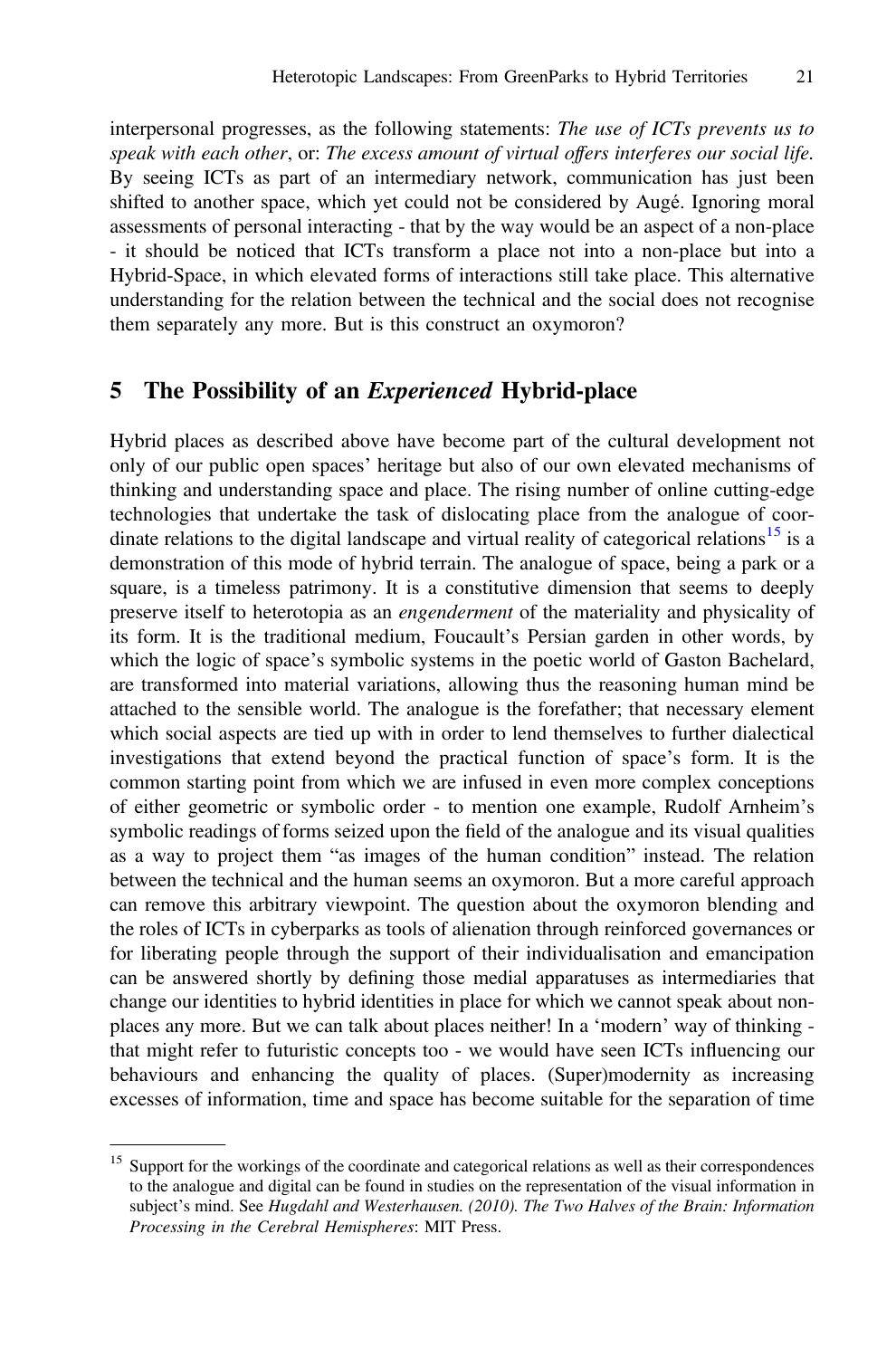interpersonal progresses, as the following statements: *The use of ICTs prevents us to speak with each other*, or: *The excess amount of virtual offers interferes our social life.* By seeing ICTs as part of an intermediary network, communication has just been shifted to another space, which yet could not be considered by Augé. Ignoring moral assessments of personal interacting - that by the way would be an aspect of a non-place - it should be noticed that ICTs transform a place not into a non-place but into a Hybrid-Space, in which elevated forms of interactions still take place. This alternative understanding for the relation between the technical and the social does not recognise them separately any more. But is this construct an oxymoron?

## 5 The Possibility of an *Experienced* Hybrid-place

Hybrid places as described above have become part of the cultural development not only of our public open spaces' heritage but also of our own elevated mechanisms of thinking and understanding space and place. The rising number of online cutting-edge technologies that undertake the task of dislocating place from the analogue of coordinate relations to the digital landscape and virtual reality of categorical relations[15] is a demonstration of this mode of hybrid terrain. The analogue of space, being a park or a square, is a timeless patrimony. It is a constitutive dimension that seems to deeply preserve itself to heterotopia as an *engenderment* of the materiality and physicality of its form. It is the traditional medium, Foucault's Persian garden in other words, by which the logic of space's symbolic systems in the poetic world of Gaston Bachelard, are transformed into material variations, allowing thus the reasoning human mind be attached to the sensible world. The analogue is the forefather; that necessary element which social aspects are tied up with in order to lend themselves to further dialectical investigations that extend beyond the practical function of space's form. It is the common starting point from which we are infused in even more complex conceptions of either geometric or symbolic order - to mention one example, Rudolf Arnheim's symbolic readings of forms seized upon the field of the analogue and its visual qualities as a way to project them "as images of the human condition" instead. The relation between the technical and the human seems an oxymoron. But a more careful approach can remove this arbitrary viewpoint. The question about the oxymoron blending and the roles of ICTs in cyberparks as tools of alienation through reinforced governances or for liberating people through the support of their individualisation and emancipation can be answered shortly by defining those medial apparatuses as intermediaries that change our identities to hybrid identities in place for which we cannot speak about non-places any more. But we can talk about places neither! In a 'modern' way of thinking - that might refer to futuristic concepts too - we would have seen ICTs influencing our behaviours and enhancing the quality of places. (Super)modernity as increasing excesses of information, time and space has become suitable for the separation of time

---

[15] Support for the workings of the coordinate and categorical relations as well as their correspondences to the analogue and digital can be found in studies on the representation of the visual information in subject's mind. See *Hugdahl and Westerhausen. (2010). The Two Halves of the Brain: Information Processing in the Cerebral Hemispheres*: MIT Press.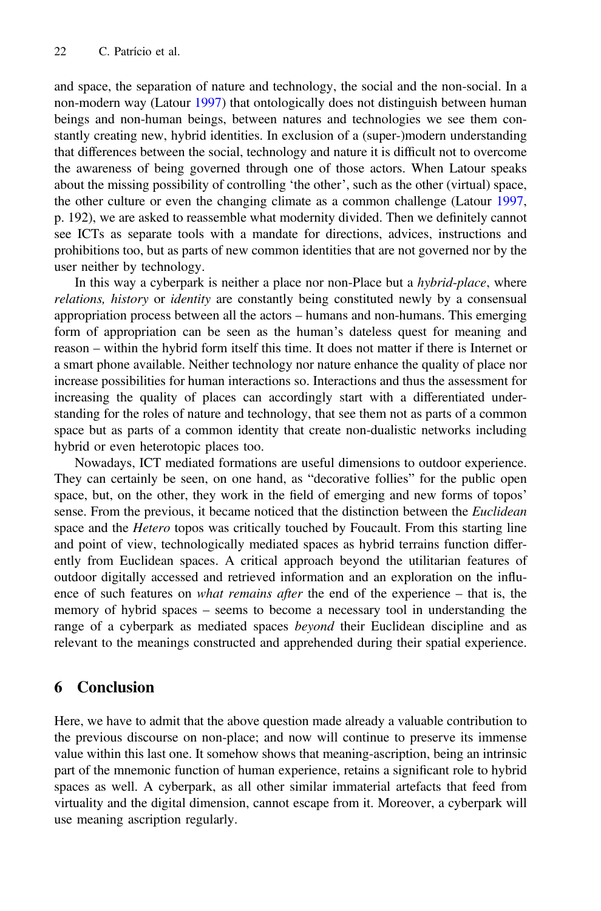and space, the separation of nature and technology, the social and the non-social. In a non-modern way (Latour 1997) that ontologically does not distinguish between human beings and non-human beings, between natures and technologies we see them constantly creating new, hybrid identities. In exclusion of a (super-)modern understanding that differences between the social, technology and nature it is difficult not to overcome the awareness of being governed through one of those actors. When Latour speaks about the missing possibility of controlling 'the other', such as the other (virtual) space, the other culture or even the changing climate as a common challenge (Latour 1997, p. 192), we are asked to reassemble what modernity divided. Then we definitely cannot see ICTs as separate tools with a mandate for directions, advices, instructions and prohibitions too, but as parts of new common identities that are not governed nor by the user neither by technology.

In this way a cyberpark is neither a place nor non-Place but a *hybrid-place*, where *relations, history* or *identity* are constantly being constituted newly by a consensual appropriation process between all the actors – humans and non-humans. This emerging form of appropriation can be seen as the human's dateless quest for meaning and reason – within the hybrid form itself this time. It does not matter if there is Internet or a smart phone available. Neither technology nor nature enhance the quality of place nor increase possibilities for human interactions so. Interactions and thus the assessment for increasing the quality of places can accordingly start with a differentiated understanding for the roles of nature and technology, that see them not as parts of a common space but as parts of a common identity that create non-dualistic networks including hybrid or even heterotopic places too.

Nowadays, ICT mediated formations are useful dimensions to outdoor experience. They can certainly be seen, on one hand, as "decorative follies" for the public open space, but, on the other, they work in the field of emerging and new forms of topos' sense. From the previous, it became noticed that the distinction between the *Euclidean* space and the *Hetero* topos was critically touched by Foucault. From this starting line and point of view, technologically mediated spaces as hybrid terrains function differently from Euclidean spaces. A critical approach beyond the utilitarian features of outdoor digitally accessed and retrieved information and an exploration on the influence of such features on *what remains after* the end of the experience – that is, the memory of hybrid spaces – seems to become a necessary tool in understanding the range of a cyberpark as mediated spaces *beyond* their Euclidean discipline and as relevant to the meanings constructed and apprehended during their spatial experience.

## 6 Conclusion

Here, we have to admit that the above question made already a valuable contribution to the previous discourse on non-place; and now will continue to preserve its immense value within this last one. It somehow shows that meaning-ascription, being an intrinsic part of the mnemonic function of human experience, retains a significant role to hybrid spaces as well. A cyberpark, as all other similar immaterial artefacts that feed from virtuality and the digital dimension, cannot escape from it. Moreover, a cyberpark will use meaning ascription regularly.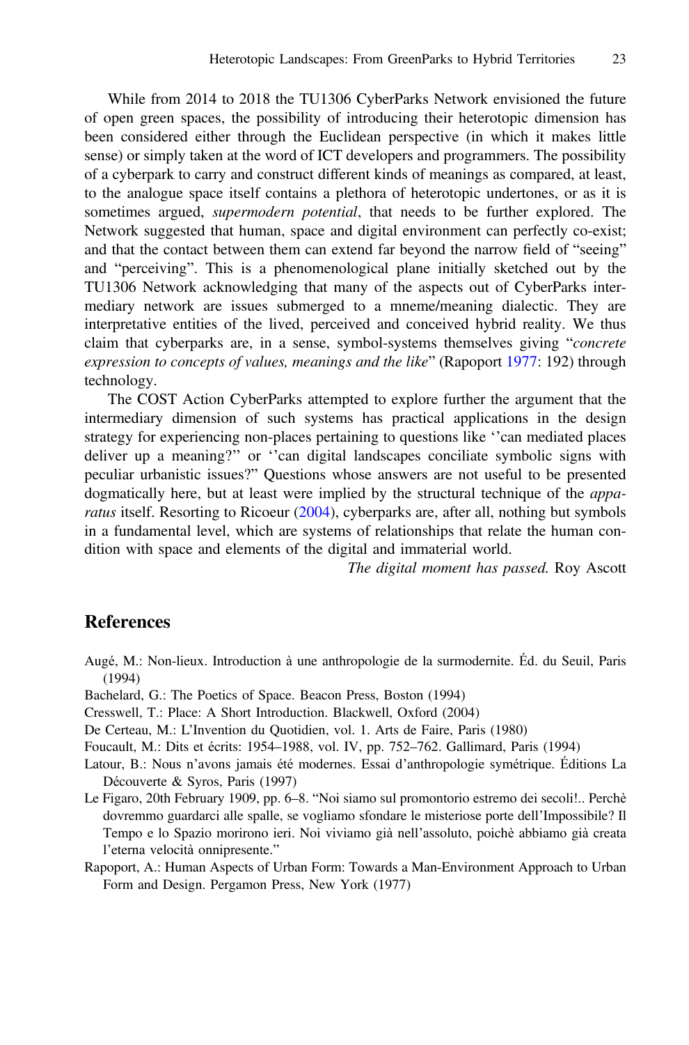While from 2014 to 2018 the TU1306 CyberParks Network envisioned the future of open green spaces, the possibility of introducing their heterotopic dimension has been considered either through the Euclidean perspective (in which it makes little sense) or simply taken at the word of ICT developers and programmers. The possibility of a cyberpark to carry and construct different kinds of meanings as compared, at least, to the analogue space itself contains a plethora of heterotopic undertones, or as it is sometimes argued, *supermodern potential*, that needs to be further explored. The Network suggested that human, space and digital environment can perfectly co-exist; and that the contact between them can extend far beyond the narrow field of "seeing" and "perceiving". This is a phenomenological plane initially sketched out by the TU1306 Network acknowledging that many of the aspects out of CyberParks intermediary network are issues submerged to a mneme/meaning dialectic. They are interpretative entities of the lived, perceived and conceived hybrid reality. We thus claim that cyberparks are, in a sense, symbol-systems themselves giving "*concrete expression to concepts of values, meanings and the like*" (Rapoport 1977: 192) through technology.

The COST Action CyberParks attempted to explore further the argument that the intermediary dimension of such systems has practical applications in the design strategy for experiencing non-places pertaining to questions like ''can mediated places deliver up a meaning?" or ''can digital landscapes conciliate symbolic signs with peculiar urbanistic issues?" Questions whose answers are not useful to be presented dogmatically here, but at least were implied by the structural technique of the *apparatus* itself. Resorting to Ricoeur (2004), cyberparks are, after all, nothing but symbols in a fundamental level, which are systems of relationships that relate the human condition with space and elements of the digital and immaterial world.

*The digital moment has passed.* Roy Ascott

## References

Augé, M.: Non-lieux. Introduction à une anthropologie de la surmodernite. Éd. du Seuil, Paris (1994)

Bachelard, G.: The Poetics of Space. Beacon Press, Boston (1994)

Cresswell, T.: Place: A Short Introduction. Blackwell, Oxford (2004)

De Certeau, M.: L'Invention du Quotidien, vol. 1. Arts de Faire, Paris (1980)

Foucault, M.: Dits et écrits: 1954–1988, vol. IV, pp. 752–762. Gallimard, Paris (1994)

Latour, B.: Nous n'avons jamais été modernes. Essai d'anthropologie symétrique. Éditions La Découverte & Syros, Paris (1997)

Le Figaro, 20th February 1909, pp. 6–8. "Noi siamo sul promontorio estremo dei secoli!.. Perchè dovremmo guardarci alle spalle, se vogliamo sfondare le misteriose porte dell'Impossibile? Il Tempo e lo Spazio morirono ieri. Noi viviamo già nell'assoluto, poichè abbiamo già creata l'eterna velocità onnipresente."

Rapoport, A.: Human Aspects of Urban Form: Towards a Man-Environment Approach to Urban Form and Design. Pergamon Press, New York (1977)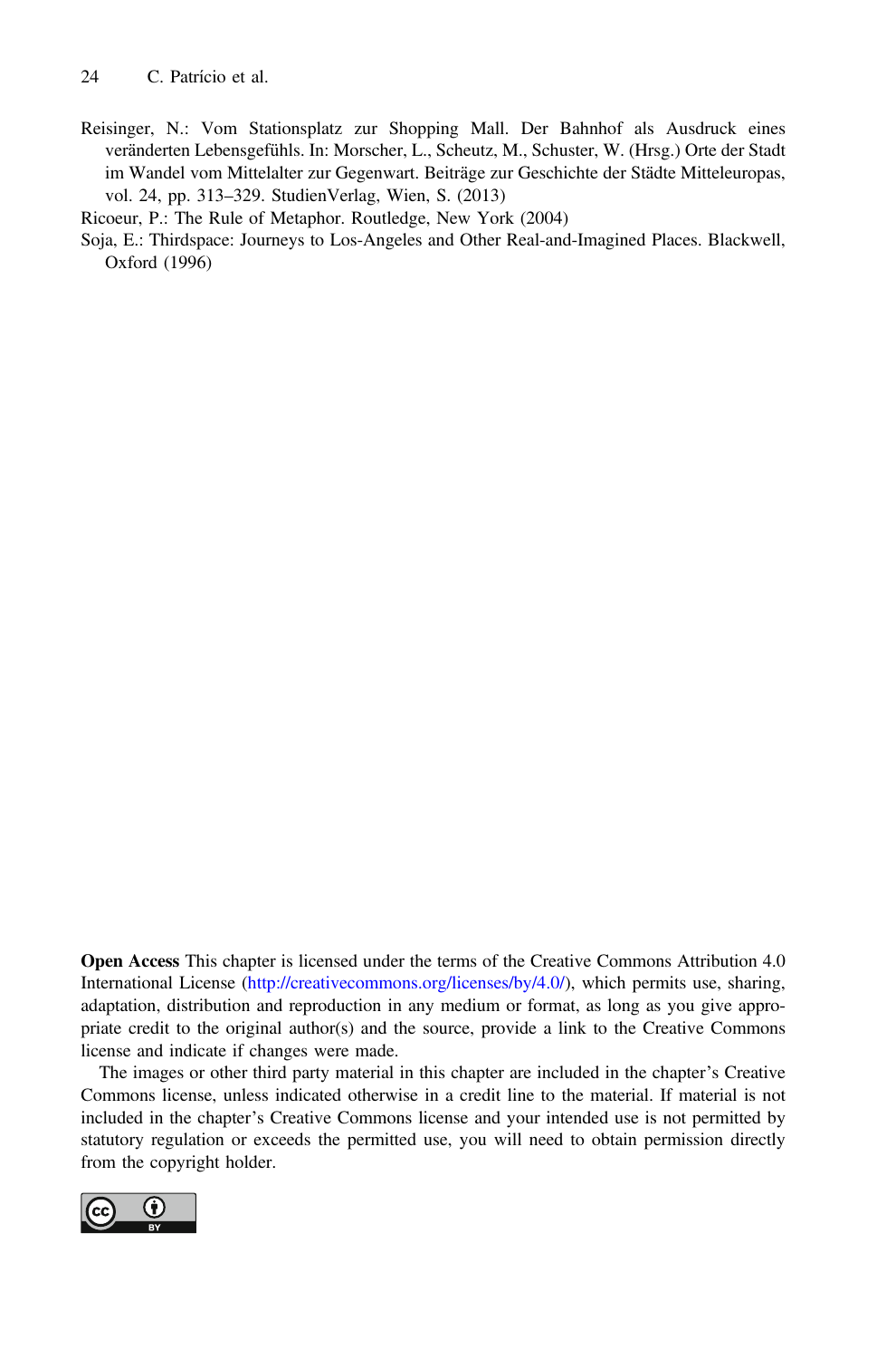Reisinger, N.: Vom Stationsplatz zur Shopping Mall. Der Bahnhof als Ausdruck eines veränderten Lebensgefühls. In: Morscher, L., Scheutz, M., Schuster, W. (Hrsg.) Orte der Stadt im Wandel vom Mittelalter zur Gegenwart. Beiträge zur Geschichte der Städte Mitteleuropas, vol. 24, pp. 313–329. StudienVerlag, Wien, S. (2013)

Ricoeur, P.: The Rule of Metaphor. Routledge, New York (2004)

Soja, E.: Thirdspace: Journeys to Los-Angeles and Other Real-and-Imagined Places. Blackwell, Oxford (1996)

**Open Access** This chapter is licensed under the terms of the Creative Commons Attribution 4.0 International License (http://creativecommons.org/licenses/by/4.0/), which permits use, sharing, adaptation, distribution and reproduction in any medium or format, as long as you give appropriate credit to the original author(s) and the source, provide a link to the Creative Commons license and indicate if changes were made.

The images or other third party material in this chapter are included in the chapter's Creative Commons license, unless indicated otherwise in a credit line to the material. If material is not included in the chapter's Creative Commons license and your intended use is not permitted by statutory regulation or exceeds the permitted use, you will need to obtain permission directly from the copyright holder.